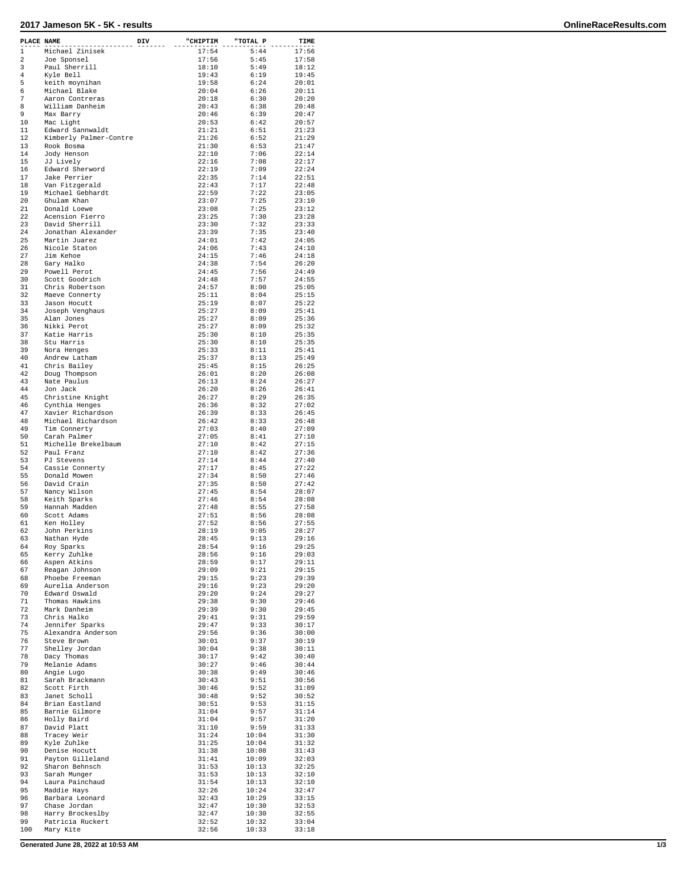# 2017 Jameson 5K - 5K - results

| PLACE | NAME | DIV | "CHIPTIM | "TOTAL P | TIME |
|---|---|---|---|---|---|
| 1 | Michael Zinisek | | 17:54 | 5:44 | 17:56 |
| 2 | Joe Sponsel | | 17:56 | 5:45 | 17:58 |
| 3 | Paul Sherrill | | 18:10 | 5:49 | 18:12 |
| 4 | Kyle Bell | | 19:43 | 6:19 | 19:45 |
| 5 | keith moynihan | | 19:58 | 6:24 | 20:01 |
| 6 | Michael Blake | | 20:04 | 6:26 | 20:11 |
| 7 | Aaron Contreras | | 20:18 | 6:30 | 20:20 |
| 8 | William Danheim | | 20:43 | 6:38 | 20:48 |
| 9 | Max Barry | | 20:46 | 6:39 | 20:47 |
| 10 | Mac Light | | 20:53 | 6:42 | 20:57 |
| 11 | Edward Sannwaldt | | 21:21 | 6:51 | 21:23 |
| 12 | Kimberly Palmer-Contre | | 21:26 | 6:52 | 21:29 |
| 13 | Rook Bosma | | 21:30 | 6:53 | 21:47 |
| 14 | Jody Henson | | 22:10 | 7:06 | 22:14 |
| 15 | JJ Lively | | 22:16 | 7:08 | 22:17 |
| 16 | Edward Sherword | | 22:19 | 7:09 | 22:24 |
| 17 | Jake Perrier | | 22:35 | 7:14 | 22:51 |
| 18 | Van Fitzgerald | | 22:43 | 7:17 | 22:48 |
| 19 | Michael Gebhardt | | 22:59 | 7:22 | 23:05 |
| 20 | Ghulam Khan | | 23:07 | 7:25 | 23:10 |
| 21 | Donald Loewe | | 23:08 | 7:25 | 23:12 |
| 22 | Acension Fierro | | 23:25 | 7:30 | 23:28 |
| 23 | David Sherrill | | 23:30 | 7:32 | 23:33 |
| 24 | Jonathan Alexander | | 23:39 | 7:35 | 23:40 |
| 25 | Martin Juarez | | 24:01 | 7:42 | 24:05 |
| 26 | Nicole Staton | | 24:06 | 7:43 | 24:10 |
| 27 | Jim Kehoe | | 24:15 | 7:46 | 24:18 |
| 28 | Gary Halko | | 24:38 | 7:54 | 26:20 |
| 29 | Powell Perot | | 24:45 | 7:56 | 24:49 |
| 30 | Scott Goodrich | | 24:48 | 7:57 | 24:55 |
| 31 | Chris Robertson | | 24:57 | 8:00 | 25:05 |
| 32 | Maeve Connerty | | 25:11 | 8:04 | 25:15 |
| 33 | Jason Hocutt | | 25:19 | 8:07 | 25:22 |
| 34 | Joseph Venghaus | | 25:27 | 8:09 | 25:41 |
| 35 | Alan Jones | | 25:27 | 8:09 | 25:36 |
| 36 | Nikki Perot | | 25:27 | 8:09 | 25:32 |
| 37 | Katie Harris | | 25:30 | 8:10 | 25:35 |
| 38 | Stu Harris | | 25:30 | 8:10 | 25:35 |
| 39 | Nora Henges | | 25:33 | 8:11 | 25:41 |
| 40 | Andrew Latham | | 25:37 | 8:13 | 25:49 |
| 41 | Chris Bailey | | 25:45 | 8:15 | 26:25 |
| 42 | Doug Thompson | | 26:01 | 8:20 | 26:08 |
| 43 | Nate Paulus | | 26:13 | 8:24 | 26:27 |
| 44 | Jon Jack | | 26:20 | 8:26 | 26:41 |
| 45 | Christine Knight | | 26:27 | 8:29 | 26:35 |
| 46 | Cynthia Henges | | 26:36 | 8:32 | 27:02 |
| 47 | Xavier Richardson | | 26:39 | 8:33 | 26:45 |
| 48 | Michael Richardson | | 26:42 | 8:33 | 26:48 |
| 49 | Tim Connerty | | 27:03 | 8:40 | 27:09 |
| 50 | Carah Palmer | | 27:05 | 8:41 | 27:10 |
| 51 | Michelle Brekelbaum | | 27:10 | 8:42 | 27:15 |
| 52 | Paul Franz | | 27:10 | 8:42 | 27:36 |
| 53 | PJ Stevens | | 27:14 | 8:44 | 27:40 |
| 54 | Cassie Connerty | | 27:17 | 8:45 | 27:22 |
| 55 | Donald Mowen | | 27:34 | 8:50 | 27:46 |
| 56 | David Crain | | 27:35 | 8:50 | 27:42 |
| 57 | Nancy Wilson | | 27:45 | 8:54 | 28:07 |
| 58 | Keith Sparks | | 27:46 | 8:54 | 28:08 |
| 59 | Hannah Madden | | 27:48 | 8:55 | 27:58 |
| 60 | Scott Adams | | 27:51 | 8:56 | 28:08 |
| 61 | Ken Holley | | 27:52 | 8:56 | 27:55 |
| 62 | John Perkins | | 28:19 | 9:05 | 28:27 |
| 63 | Nathan Hyde | | 28:45 | 9:13 | 29:16 |
| 64 | Roy Sparks | | 28:54 | 9:16 | 29:25 |
| 65 | Kerry Zuhlke | | 28:56 | 9:16 | 29:03 |
| 66 | Aspen Atkins | | 28:59 | 9:17 | 29:11 |
| 67 | Reagan Johnson | | 29:09 | 9:21 | 29:15 |
| 68 | Phoebe Freeman | | 29:15 | 9:23 | 29:39 |
| 69 | Aurelia Anderson | | 29:16 | 9:23 | 29:20 |
| 70 | Edward Oswald | | 29:20 | 9:24 | 29:27 |
| 71 | Thomas Hawkins | | 29:38 | 9:30 | 29:46 |
| 72 | Mark Danheim | | 29:39 | 9:30 | 29:45 |
| 73 | Chris Halko | | 29:41 | 9:31 | 29:59 |
| 74 | Jennifer Sparks | | 29:47 | 9:33 | 30:17 |
| 75 | Alexandra Anderson | | 29:56 | 9:36 | 30:00 |
| 76 | Steve Brown | | 30:01 | 9:37 | 30:19 |
| 77 | Shelley Jordan | | 30:04 | 9:38 | 30:11 |
| 78 | Dacy Thomas | | 30:17 | 9:42 | 30:40 |
| 79 | Melanie Adams | | 30:27 | 9:46 | 30:44 |
| 80 | Angie Lugo | | 30:38 | 9:49 | 30:46 |
| 81 | Sarah Brackmann | | 30:43 | 9:51 | 30:56 |
| 82 | Scott Firth | | 30:46 | 9:52 | 31:09 |
| 83 | Janet Scholl | | 30:48 | 9:52 | 30:52 |
| 84 | Brian Eastland | | 30:51 | 9:53 | 31:15 |
| 85 | Barnie Gilmore | | 31:04 | 9:57 | 31:14 |
| 86 | Holly Baird | | 31:04 | 9:57 | 31:20 |
| 87 | David Platt | | 31:10 | 9:59 | 31:33 |
| 88 | Tracey Weir | | 31:24 | 10:04 | 31:30 |
| 89 | Kyle Zuhlke | | 31:25 | 10:04 | 31:32 |
| 90 | Denise Hocutt | | 31:38 | 10:08 | 31:43 |
| 91 | Payton Gilleland | | 31:41 | 10:09 | 32:03 |
| 92 | Sharon Behnsch | | 31:53 | 10:13 | 32:25 |
| 93 | Sarah Munger | | 31:53 | 10:13 | 32:10 |
| 94 | Laura Painchaud | | 31:54 | 10:13 | 32:10 |
| 95 | Maddie Hays | | 32:26 | 10:24 | 32:47 |
| 96 | Barbara Leonard | | 32:43 | 10:29 | 33:15 |
| 97 | Chase Jordan | | 32:47 | 10:30 | 32:53 |
| 98 | Harry Brockeslby | | 32:47 | 10:30 | 32:55 |
| 99 | Patricia Ruckert | | 32:52 | 10:32 | 33:04 |
| 100 | Mary Kite | | 32:56 | 10:33 | 33:18 |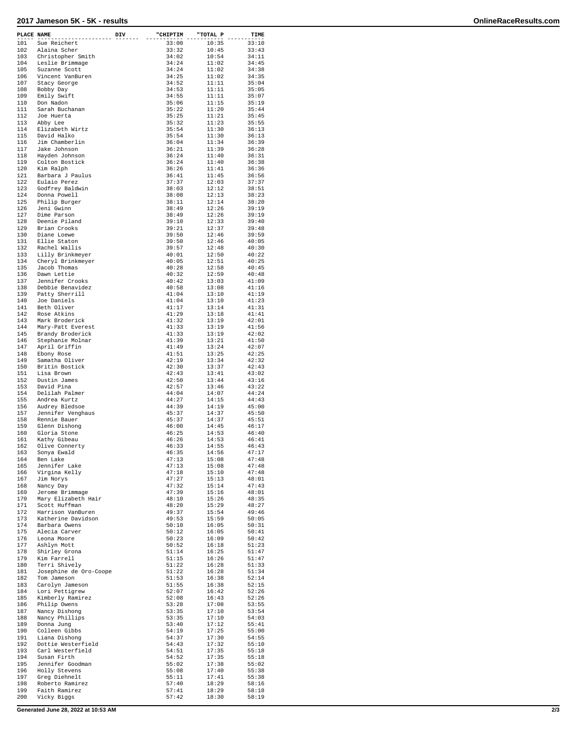## 2017 Jameson 5K - 5K - results

| PLACE | NAME | DIV | "CHIPTIM | "TOTAL P | TIME |
|---|---|---|---|---|---|
| 101 | Sue Reichert | | 33:00 | 10:35 | 33:10 |
| 102 | Alaina Scher | | 33:32 | 10:45 | 33:43 |
| 103 | Christopher Smith | | 34:02 | 10:54 | 34:11 |
| 104 | Leslie Brimmage | | 34:24 | 11:02 | 34:45 |
| 105 | Suzanne Scott | | 34:24 | 11:02 | 34:38 |
| 106 | Vincent VanBuren | | 34:25 | 11:02 | 34:35 |
| 107 | Stacy George | | 34:52 | 11:11 | 35:04 |
| 108 | Bobby Day | | 34:53 | 11:11 | 35:05 |
| 109 | Emily Swift | | 34:55 | 11:11 | 35:07 |
| 110 | Don Nadon | | 35:06 | 11:15 | 35:19 |
| 111 | Sarah Buchanan | | 35:22 | 11:20 | 35:44 |
| 112 | Joe Huerta | | 35:25 | 11:21 | 35:45 |
| 113 | Abby Lee | | 35:32 | 11:23 | 35:55 |
| 114 | Elizabeth Wirtz | | 35:54 | 11:30 | 36:13 |
| 115 | David Halko | | 35:54 | 11:30 | 36:13 |
| 116 | Jim Chamberlin | | 36:04 | 11:34 | 36:39 |
| 117 | Jake Johnson | | 36:21 | 11:39 | 36:28 |
| 118 | Hayden Johnson | | 36:24 | 11:40 | 36:31 |
| 119 | Colton Bostick | | 36:24 | 11:40 | 36:38 |
| 120 | Kim Ralph | | 36:26 | 11:41 | 36:36 |
| 121 | Barbara J Paulus | | 36:41 | 11:45 | 36:56 |
| 122 | Eulaio Perez | | 37:37 | 12:03 | 37:37 |
| 123 | Godfrey Baldwin | | 38:03 | 12:12 | 38:51 |
| 124 | Donna Powell | | 38:08 | 12:13 | 38:23 |
| 125 | Philip Burger | | 38:11 | 12:14 | 38:20 |
| 126 | Jeni Gwinn | | 38:49 | 12:26 | 39:19 |
| 127 | Dime Parson | | 38:49 | 12:26 | 39:19 |
| 128 | Deenie Piland | | 39:10 | 12:33 | 39:40 |
| 129 | Brian Crooks | | 39:21 | 12:37 | 39:48 |
| 130 | Diane Loewe | | 39:50 | 12:46 | 39:59 |
| 131 | Ellie Staton | | 39:50 | 12:46 | 40:05 |
| 132 | Rachel Wallis | | 39:57 | 12:48 | 40:30 |
| 133 | Lilly Brinkmeyer | | 40:01 | 12:50 | 40:22 |
| 134 | Cheryl Brinkmeyer | | 40:05 | 12:51 | 40:25 |
| 135 | Jacob Thomas | | 40:28 | 12:58 | 40:45 |
| 136 | Dawn Lettie | | 40:32 | 12:59 | 40:48 |
| 137 | Jennifer Crooks | | 40:42 | 13:03 | 41:09 |
| 138 | Debbie Benavidez | | 40:58 | 13:08 | 41:16 |
| 139 | Patty Sherrill | | 41:04 | 13:10 | 41:19 |
| 140 | Joe Daniels | | 41:04 | 13:10 | 41:23 |
| 141 | Beth Oliver | | 41:17 | 13:14 | 41:31 |
| 142 | Rose Atkins | | 41:29 | 13:18 | 41:41 |
| 143 | Mark Broderick | | 41:32 | 13:19 | 42:01 |
| 144 | Mary-Patt Everest | | 41:33 | 13:19 | 41:56 |
| 145 | Brandy Broderick | | 41:33 | 13:19 | 42:02 |
| 146 | Stephanie Molnar | | 41:39 | 13:21 | 41:50 |
| 147 | April Griffin | | 41:49 | 13:24 | 42:07 |
| 148 | Ebony Rose | | 41:51 | 13:25 | 42:25 |
| 149 | Samatha Oliver | | 42:19 | 13:34 | 42:32 |
| 150 | Britin Bostick | | 42:30 | 13:37 | 42:43 |
| 151 | Lisa Brown | | 42:43 | 13:41 | 43:02 |
| 152 | Dustin James | | 42:50 | 13:44 | 43:16 |
| 153 | David Pina | | 42:57 | 13:46 | 43:22 |
| 154 | Delilah Palmer | | 44:04 | 14:07 | 44:24 |
| 155 | Andrea Kurtz | | 44:27 | 14:15 | 44:43 |
| 156 | Audrey Bledsoe | | 44:39 | 14:19 | 45:00 |
| 157 | Jennifer Venghaus | | 45:37 | 14:37 | 45:50 |
| 158 | Rennie Bauer | | 45:37 | 14:37 | 45:51 |
| 159 | Glenn Dishong | | 46:00 | 14:45 | 46:17 |
| 160 | Gloria Stone | | 46:25 | 14:53 | 46:40 |
| 161 | Kathy Gibeau | | 46:26 | 14:53 | 46:41 |
| 162 | Olive Connerty | | 46:33 | 14:55 | 46:43 |
| 163 | Sonya Ewald | | 46:35 | 14:56 | 47:17 |
| 164 | Ben Lake | | 47:13 | 15:08 | 47:48 |
| 165 | Jennifer Lake | | 47:13 | 15:08 | 47:48 |
| 166 | Virgina Kelly | | 47:18 | 15:10 | 47:48 |
| 167 | Jim Norys | | 47:27 | 15:13 | 48:01 |
| 168 | Nancy Day | | 47:32 | 15:14 | 47:43 |
| 169 | Jerome Brimmage | | 47:39 | 15:16 | 48:01 |
| 170 | Mary Elizabeth Hair | | 48:10 | 15:26 | 48:35 |
| 171 | Scott Huffman | | 48:20 | 15:29 | 48:27 |
| 172 | Harrison VanBuren | | 49:37 | 15:54 | 49:46 |
| 173 | Katherine Davidson | | 49:53 | 15:59 | 50:05 |
| 174 | Barbara Owens | | 50:10 | 16:05 | 50:31 |
| 175 | Alecia Carver | | 50:12 | 16:05 | 50:41 |
| 176 | Leona Moore | | 50:23 | 16:09 | 50:42 |
| 177 | Ashlyn Mott | | 50:52 | 16:18 | 51:23 |
| 178 | Shirley Grona | | 51:14 | 16:25 | 51:47 |
| 179 | Kim Farrell | | 51:15 | 16:26 | 51:47 |
| 180 | Terri Shively | | 51:22 | 16:28 | 51:33 |
| 181 | Josephine de Oro-Coope | | 51:22 | 16:28 | 51:34 |
| 182 | Tom Jameson | | 51:53 | 16:38 | 52:14 |
| 183 | Carolyn Jameson | | 51:55 | 16:38 | 52:15 |
| 184 | Lori Pettigrew | | 52:07 | 16:42 | 52:26 |
| 185 | Kimberly Ramirez | | 52:08 | 16:43 | 52:26 |
| 186 | Philip Owens | | 53:28 | 17:08 | 53:55 |
| 187 | Nancy Dishong | | 53:35 | 17:10 | 53:54 |
| 188 | Nancy Phillips | | 53:35 | 17:10 | 54:03 |
| 189 | Donna Jung | | 53:40 | 17:12 | 55:41 |
| 190 | Colleen Gibbs | | 54:19 | 17:25 | 55:00 |
| 191 | Liana Dishong | | 54:37 | 17:30 | 54:55 |
| 192 | Dottie Westerfield | | 54:43 | 17:32 | 55:10 |
| 193 | Carl Westerfield | | 54:51 | 17:35 | 55:18 |
| 194 | Susan Firth | | 54:52 | 17:35 | 55:18 |
| 195 | Jennifer Goodman | | 55:02 | 17:38 | 55:02 |
| 196 | Holly Stevens | | 55:08 | 17:40 | 55:38 |
| 197 | Greg Diehnelt | | 55:11 | 17:41 | 55:38 |
| 198 | Roberto Ramirez | | 57:40 | 18:29 | 58:16 |
| 199 | Faith Ramirez | | 57:41 | 18:29 | 58:18 |
| 200 | Vicky Biggs | | 57:42 | 18:30 | 58:19 |

**Generated June 28, 2022 at 10:53 AM**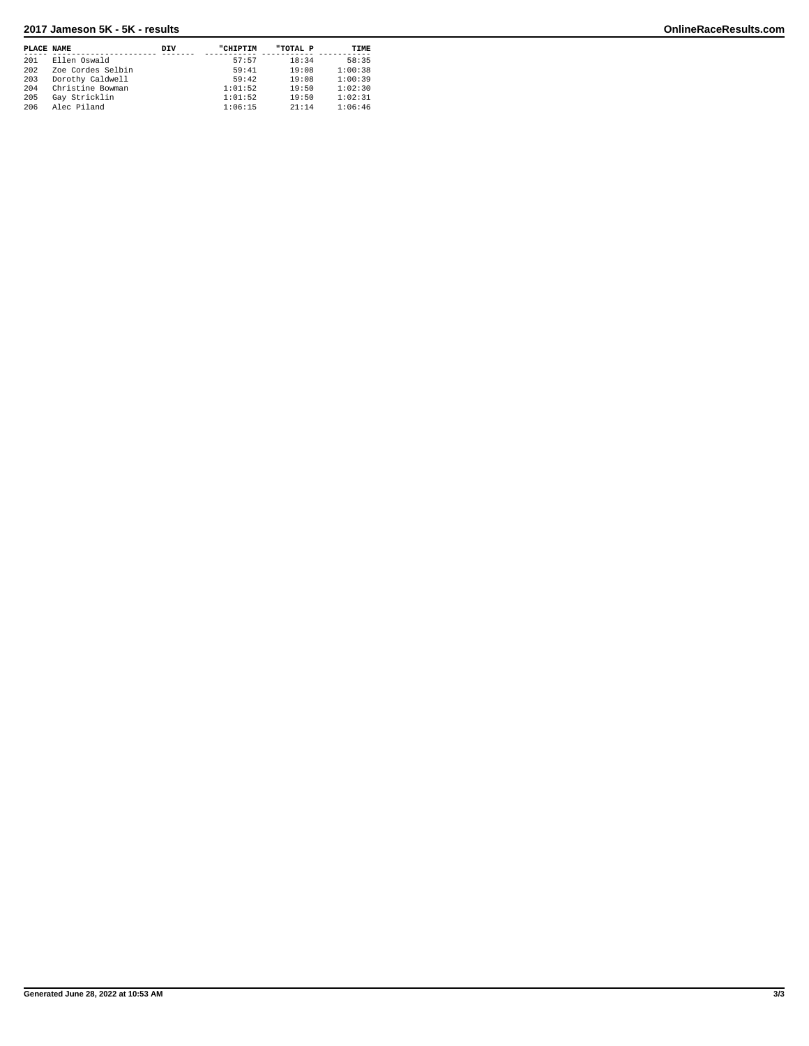| PLACE | NAME | DIV | "CHIPTIM | "TOTAL P | TIME |
|---|---|---|---|---|---|
| 201 | Ellen Oswald | | 57:57 | 18:34 | 58:35 |
| 202 | Zoe Cordes Selbin | | 59:41 | 19:08 | 1:00:38 |
| 203 | Dorothy Caldwell | | 59:42 | 19:08 | 1:00:39 |
| 204 | Christine Bowman | | 1:01:52 | 19:50 | 1:02:30 |
| 205 | Gay Stricklin | | 1:01:52 | 19:50 | 1:02:31 |
| 206 | Alec Piland | | 1:06:15 | 21:14 | 1:06:46 |